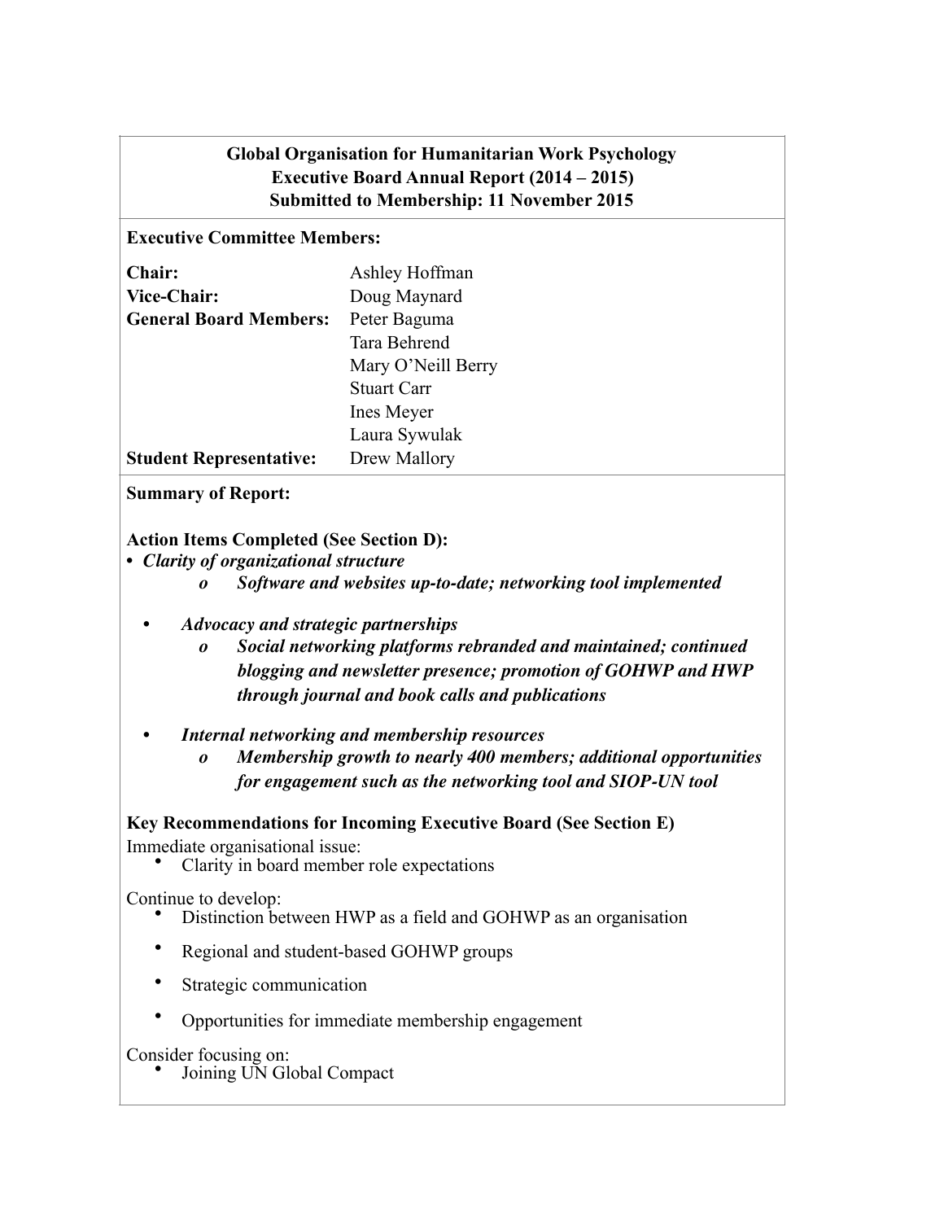**Global Organisation for Humanitarian Work Psychology**
**Executive Board Annual Report (2014 – 2015)**
**Submitted to Membership: 11 November 2015**

**Executive Committee Members:**

| | |
|---|---|
| **Chair:** | Ashley Hoffman |
| **Vice-Chair:** | Doug Maynard |
| **General Board Members:** | Peter Baguma |
| | Tara Behrend |
| | Mary O'Neill Berry |
| | Stuart Carr |
| | Ines Meyer |
| | Laura Sywulak |
| **Student Representative:** | Drew Mallory |

**Summary of Report:**

**Action Items Completed (See Section D):**

- ***Clarity of organizational structure***
  - ***Software and websites up-to-date; networking tool implemented***
- ***Advocacy and strategic partnerships***
  - ***Social networking platforms rebranded and maintained; continued blogging and newsletter presence; promotion of GOHWP and HWP through journal and book calls and publications***
- ***Internal networking and membership resources***
  - ***Membership growth to nearly 400 members; additional opportunities for engagement such as the networking tool and SIOP-UN tool***

**Key Recommendations for Incoming Executive Board (See Section E)**

Immediate organisational issue:

- Clarity in board member role expectations

Continue to develop:

- Distinction between HWP as a field and GOHWP as an organisation
- Regional and student-based GOHWP groups
- Strategic communication
- Opportunities for immediate membership engagement

Consider focusing on:

- Joining UN Global Compact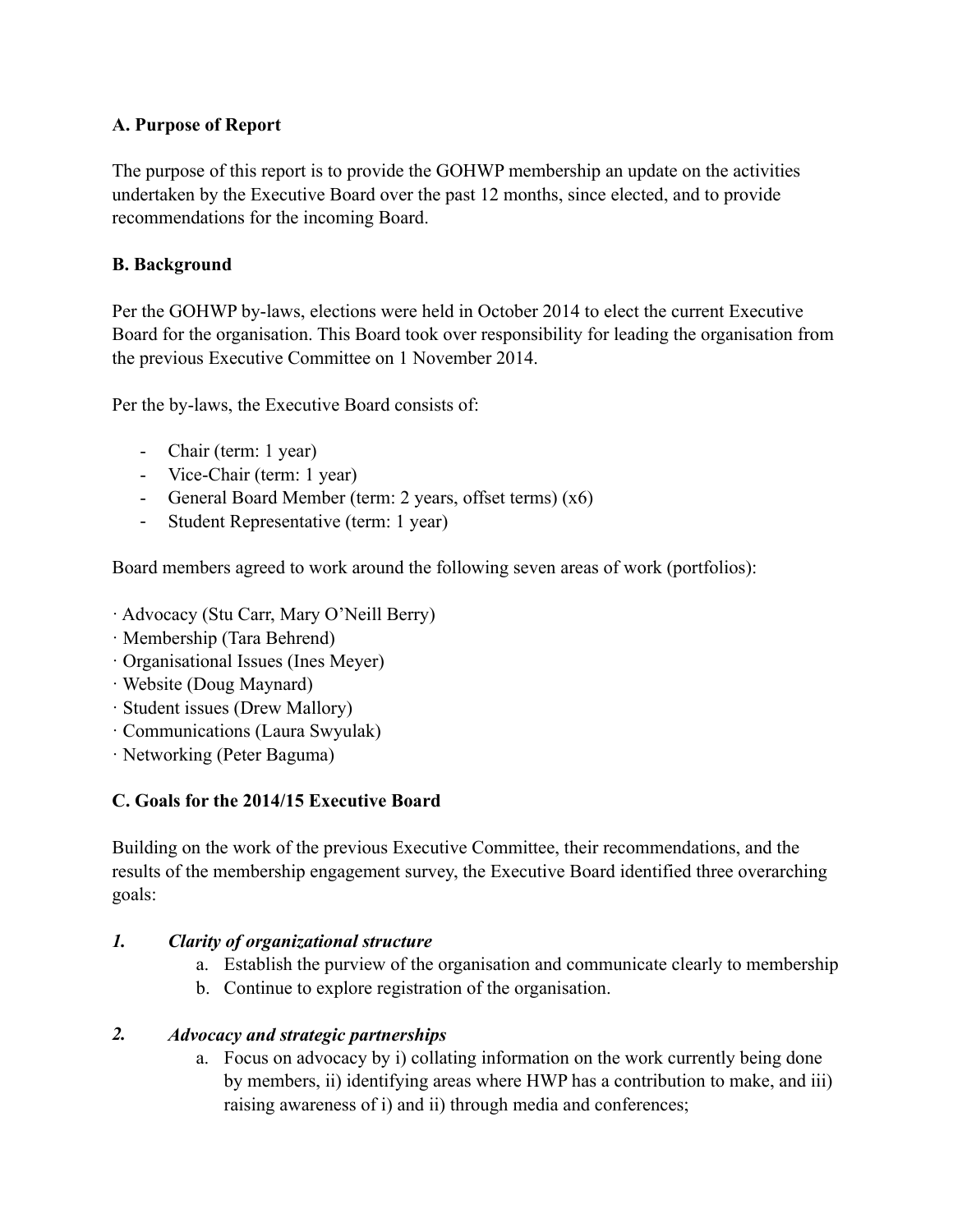**A. Purpose of Report**

The purpose of this report is to provide the GOHWP membership an update on the activities undertaken by the Executive Board over the past 12 months, since elected, and to provide recommendations for the incoming Board.

**B. Background**

Per the GOHWP by-laws, elections were held in October 2014 to elect the current Executive Board for the organisation. This Board took over responsibility for leading the organisation from the previous Executive Committee on 1 November 2014.

Per the by-laws, the Executive Board consists of:

- Chair (term: 1 year)
- Vice-Chair (term: 1 year)
- General Board Member (term: 2 years, offset terms) (x6)
- Student Representative (term: 1 year)

Board members agreed to work around the following seven areas of work (portfolios):

· Advocacy (Stu Carr, Mary O'Neill Berry)
· Membership (Tara Behrend)
· Organisational Issues (Ines Meyer)
· Website (Doug Maynard)
· Student issues (Drew Mallory)
· Communications (Laura Swyulak)
· Networking (Peter Baguma)

**C. Goals for the 2014/15 Executive Board**

Building on the work of the previous Executive Committee, their recommendations, and the results of the membership engagement survey, the Executive Board identified three overarching goals:

***1. Clarity of organizational structure***

a. Establish the purview of the organisation and communicate clearly to membership
b. Continue to explore registration of the organisation.

***2. Advocacy and strategic partnerships***

a. Focus on advocacy by i) collating information on the work currently being done by members, ii) identifying areas where HWP has a contribution to make, and iii) raising awareness of i) and ii) through media and conferences;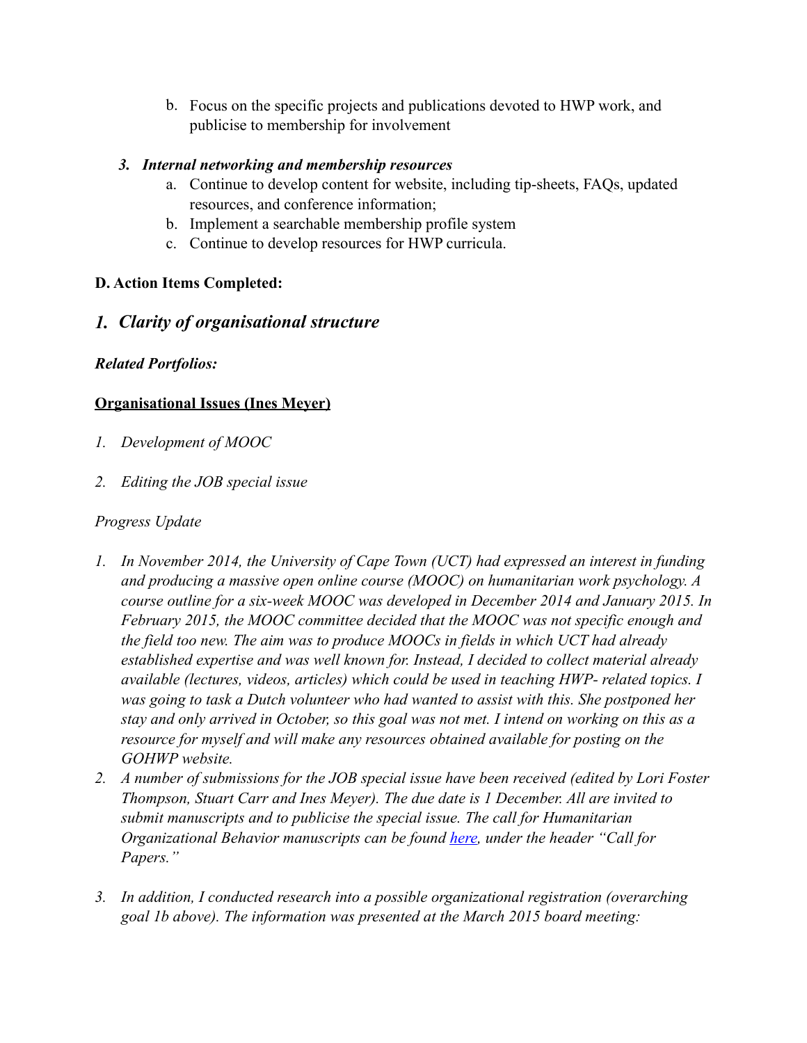b. Focus on the specific projects and publications devoted to HWP work, and publicise to membership for involvement

***3. Internal networking and membership resources***

a. Continue to develop content for website, including tip-sheets, FAQs, updated resources, and conference information;
b. Implement a searchable membership profile system
c. Continue to develop resources for HWP curricula.

**D. Action Items Completed:**

## *1. Clarity of organisational structure*

***Related Portfolios:***

**<u>Organisational Issues (Ines Meyer)</u>**

1. *Development of MOOC*
2. *Editing the JOB special issue*

*Progress Update*

1. *In November 2014, the University of Cape Town (UCT) had expressed an interest in funding and producing a massive open online course (MOOC) on humanitarian work psychology. A course outline for a six-week MOOC was developed in December 2014 and January 2015. In February 2015, the MOOC committee decided that the MOOC was not specific enough and the field too new. The aim was to produce MOOCs in fields in which UCT had already established expertise and was well known for. Instead, I decided to collect material already available (lectures, videos, articles) which could be used in teaching HWP- related topics. I was going to task a Dutch volunteer who had wanted to assist with this. She postponed her stay and only arrived in October, so this goal was not met. I intend on working on this as a resource for myself and will make any resources obtained available for posting on the GOHWP website.*
2. *A number of submissions for the JOB special issue have been received (edited by Lori Foster Thompson, Stuart Carr and Ines Meyer). The due date is 1 December. All are invited to submit manuscripts and to publicise the special issue. The call for Humanitarian Organizational Behavior manuscripts can be found here, under the header "Call for Papers."*
3. *In addition, I conducted research into a possible organizational registration (overarching goal 1b above). The information was presented at the March 2015 board meeting:*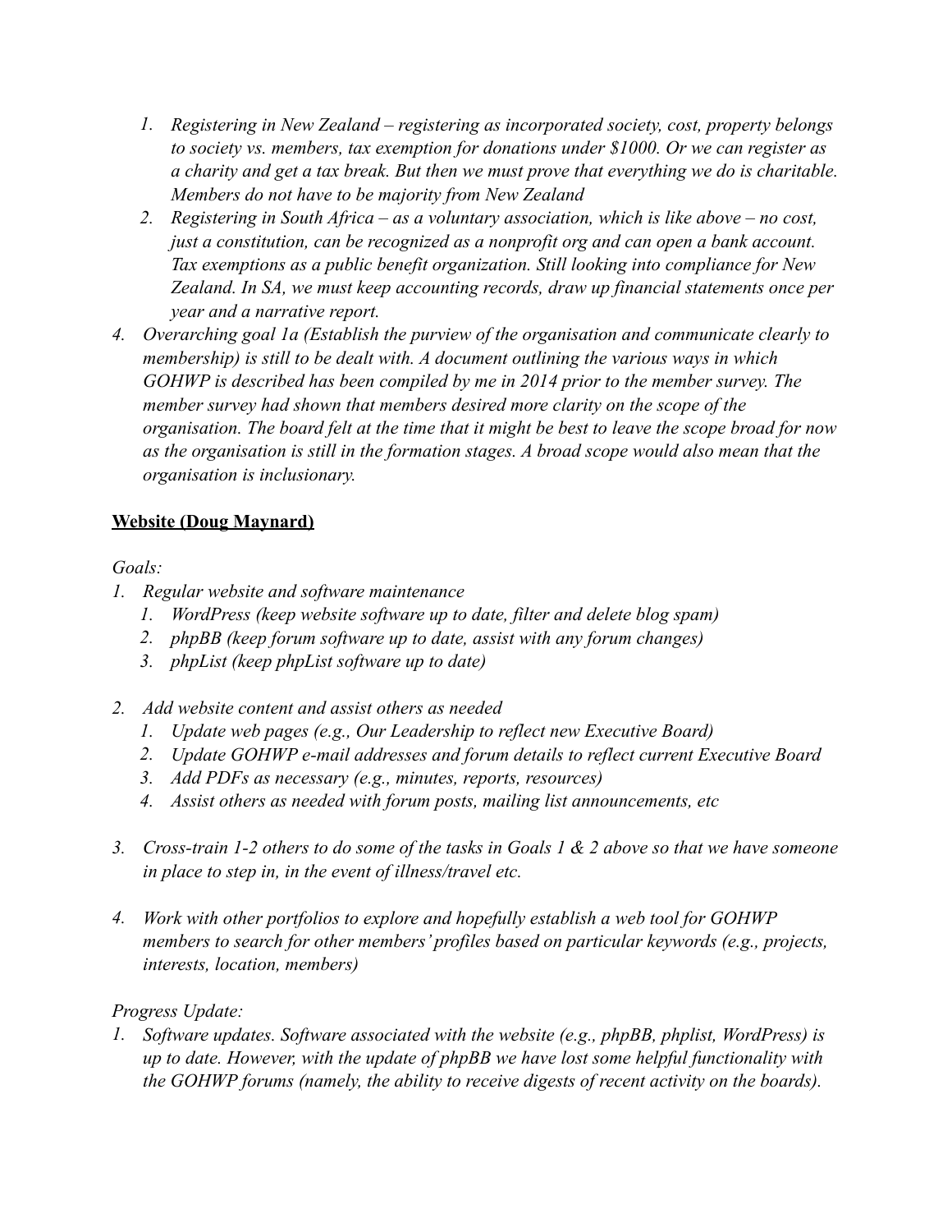1. *Registering in New Zealand – registering as incorporated society, cost, property belongs to society vs. members, tax exemption for donations under $1000. Or we can register as a charity and get a tax break. But then we must prove that everything we do is charitable. Members do not have to be majority from New Zealand*
   2. *Registering in South Africa – as a voluntary association, which is like above – no cost, just a constitution, can be recognized as a nonprofit org and can open a bank account. Tax exemptions as a public benefit organization. Still looking into compliance for New Zealand. In SA, we must keep accounting records, draw up financial statements once per year and a narrative report.*

4. *Overarching goal 1a (Establish the purview of the organisation and communicate clearly to membership) is still to be dealt with. A document outlining the various ways in which GOHWP is described has been compiled by me in 2014 prior to the member survey. The member survey had shown that members desired more clarity on the scope of the organisation. The board felt at the time that it might be best to leave the scope broad for now as the organisation is still in the formation stages. A broad scope would also mean that the organisation is inclusionary.*

**Website (Doug Maynard)**

*Goals:*

1. *Regular website and software maintenance*
   1. *WordPress (keep website software up to date, filter and delete blog spam)*
   2. *phpBB (keep forum software up to date, assist with any forum changes)*
   3. *phpList (keep phpList software up to date)*

2. *Add website content and assist others as needed*
   1. *Update web pages (e.g., Our Leadership to reflect new Executive Board)*
   2. *Update GOHWP e-mail addresses and forum details to reflect current Executive Board*
   3. *Add PDFs as necessary (e.g., minutes, reports, resources)*
   4. *Assist others as needed with forum posts, mailing list announcements, etc*

3. *Cross-train 1-2 others to do some of the tasks in Goals 1 & 2 above so that we have someone in place to step in, in the event of illness/travel etc.*

4. *Work with other portfolios to explore and hopefully establish a web tool for GOHWP members to search for other members' profiles based on particular keywords (e.g., projects, interests, location, members)*

*Progress Update:*

1. *Software updates. Software associated with the website (e.g., phpBB, phplist, WordPress) is up to date. However, with the update of phpBB we have lost some helpful functionality with the GOHWP forums (namely, the ability to receive digests of recent activity on the boards).*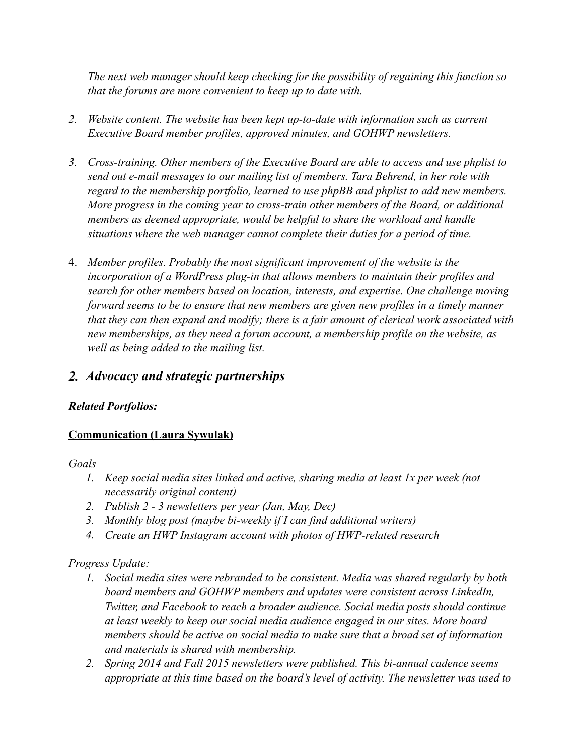*The next web manager should keep checking for the possibility of regaining this function so that the forums are more convenient to keep up to date with.*

2. *Website content. The website has been kept up-to-date with information such as current Executive Board member profiles, approved minutes, and GOHWP newsletters.*

3. *Cross-training. Other members of the Executive Board are able to access and use phplist to send out e-mail messages to our mailing list of members. Tara Behrend, in her role with regard to the membership portfolio, learned to use phpBB and phplist to add new members. More progress in the coming year to cross-train other members of the Board, or additional members as deemed appropriate, would be helpful to share the workload and handle situations where the web manager cannot complete their duties for a period of time.*

4. *Member profiles. Probably the most significant improvement of the website is the incorporation of a WordPress plug-in that allows members to maintain their profiles and search for other members based on location, interests, and expertise. One challenge moving forward seems to be to ensure that new members are given new profiles in a timely manner that they can then expand and modify; there is a fair amount of clerical work associated with new memberships, as they need a forum account, a membership profile on the website, as well as being added to the mailing list.*

## *2. Advocacy and strategic partnerships*

***Related Portfolios:***

**Communication (Laura Sywulak)**

*Goals*

1. *Keep social media sites linked and active, sharing media at least 1x per week (not necessarily original content)*
2. *Publish 2 - 3 newsletters per year (Jan, May, Dec)*
3. *Monthly blog post (maybe bi-weekly if I can find additional writers)*
4. *Create an HWP Instagram account with photos of HWP-related research*

*Progress Update:*

1. *Social media sites were rebranded to be consistent. Media was shared regularly by both board members and GOHWP members and updates were consistent across LinkedIn, Twitter, and Facebook to reach a broader audience. Social media posts should continue at least weekly to keep our social media audience engaged in our sites. More board members should be active on social media to make sure that a broad set of information and materials is shared with membership.*
2. *Spring 2014 and Fall 2015 newsletters were published. This bi-annual cadence seems appropriate at this time based on the board's level of activity. The newsletter was used to*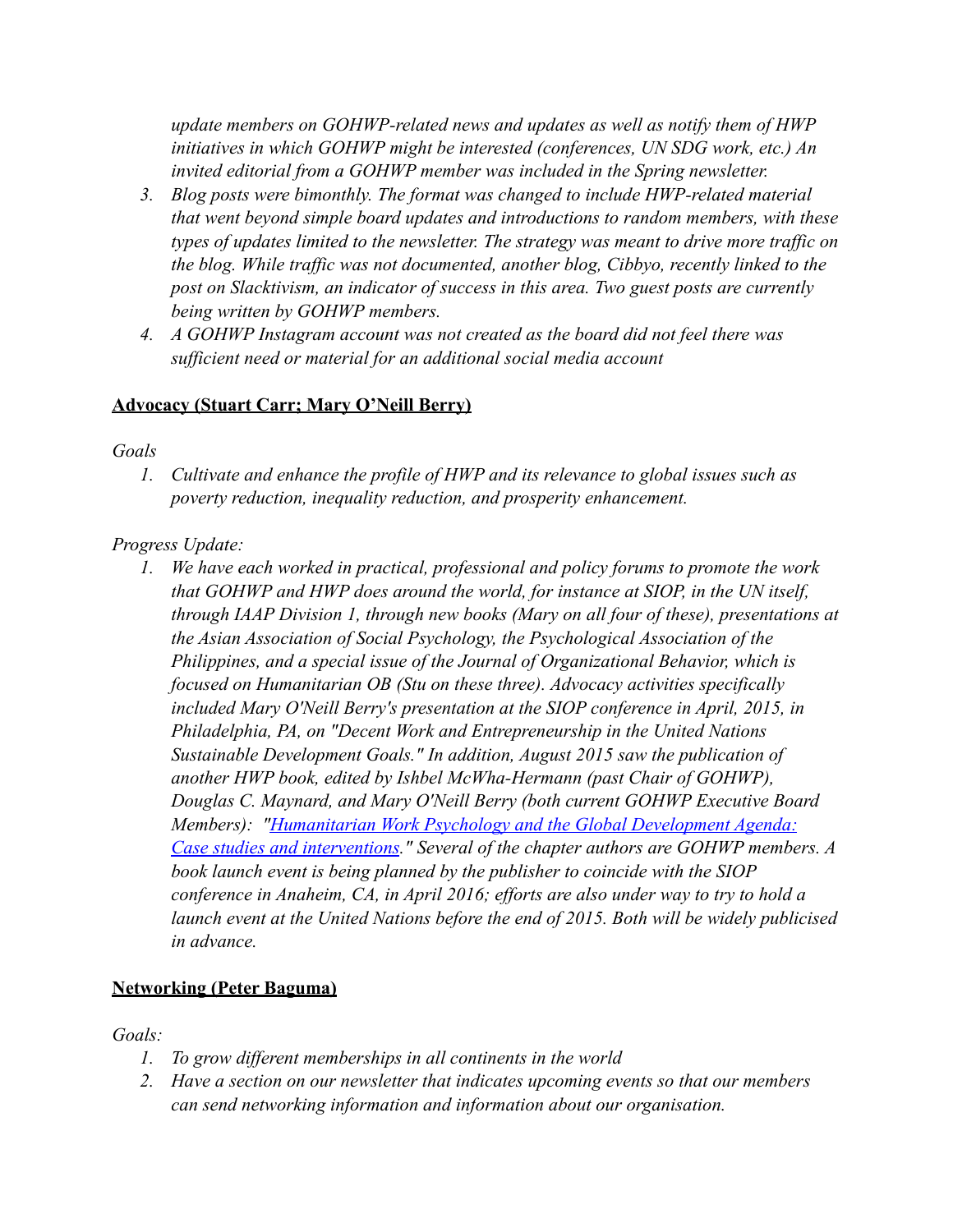*update members on GOHWP-related news and updates as well as notify them of HWP initiatives in which GOHWP might be interested (conferences, UN SDG work, etc.) An invited editorial from a GOHWP member was included in the Spring newsletter.*

3. *Blog posts were bimonthly. The format was changed to include HWP-related material that went beyond simple board updates and introductions to random members, with these types of updates limited to the newsletter. The strategy was meant to drive more traffic on the blog. While traffic was not documented, another blog, Cibbyo, recently linked to the post on Slacktivism, an indicator of success in this area. Two guest posts are currently being written by GOHWP members.*
4. *A GOHWP Instagram account was not created as the board did not feel there was sufficient need or material for an additional social media account*

**Advocacy (Stuart Carr; Mary O'Neill Berry)**

*Goals*

1. *Cultivate and enhance the profile of HWP and its relevance to global issues such as poverty reduction, inequality reduction, and prosperity enhancement.*

*Progress Update:*

1. *We have each worked in practical, professional and policy forums to promote the work that GOHWP and HWP does around the world, for instance at SIOP, in the UN itself, through IAAP Division 1, through new books (Mary on all four of these), presentations at the Asian Association of Social Psychology, the Psychological Association of the Philippines, and a special issue of the Journal of Organizational Behavior, which is focused on Humanitarian OB (Stu on these three). Advocacy activities specifically included Mary O'Neill Berry's presentation at the SIOP conference in April, 2015, in Philadelphia, PA, on "Decent Work and Entrepreneurship in the United Nations Sustainable Development Goals." In addition, August 2015 saw the publication of another HWP book, edited by Ishbel McWha-Hermann (past Chair of GOHWP), Douglas C. Maynard, and Mary O'Neill Berry (both current GOHWP Executive Board Members): "Humanitarian Work Psychology and the Global Development Agenda: Case studies and interventions." Several of the chapter authors are GOHWP members. A book launch event is being planned by the publisher to coincide with the SIOP conference in Anaheim, CA, in April 2016; efforts are also under way to try to hold a launch event at the United Nations before the end of 2015. Both will be widely publicised in advance.*

**Networking (Peter Baguma)**

*Goals:*

1. *To grow different memberships in all continents in the world*
2. *Have a section on our newsletter that indicates upcoming events so that our members can send networking information and information about our organisation.*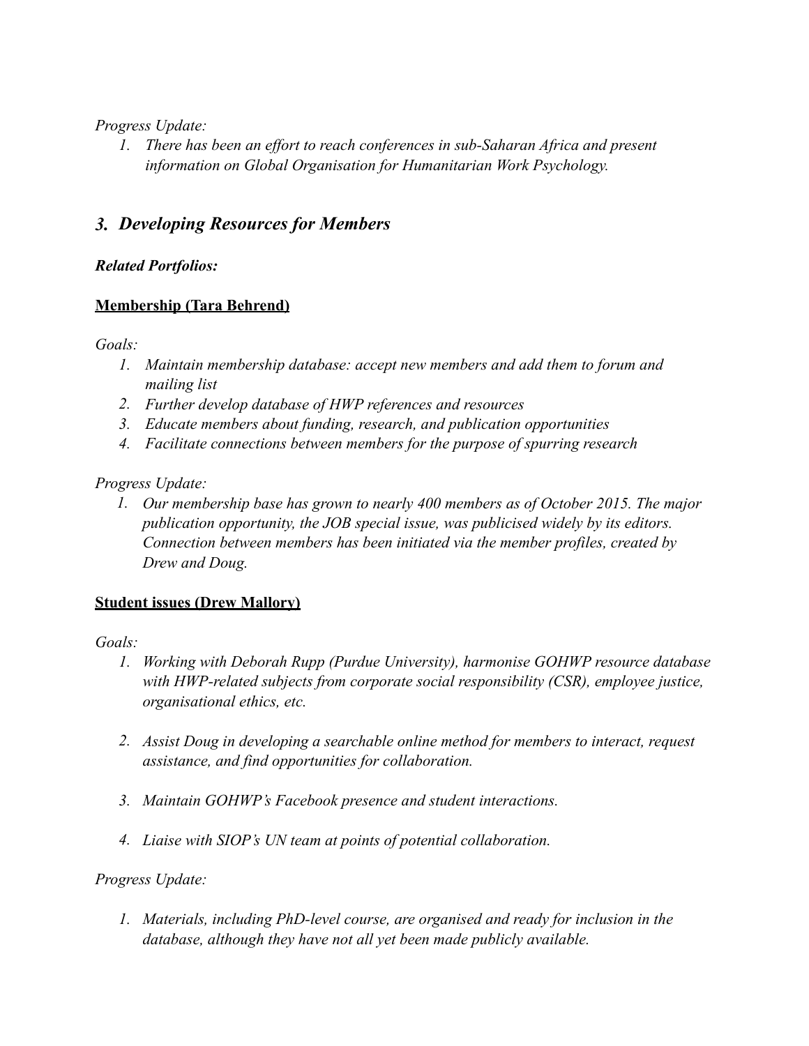*Progress Update:*

1. *There has been an effort to reach conferences in sub-Saharan Africa and present information on Global Organisation for Humanitarian Work Psychology.*

## 3. *Developing Resources for Members*

***Related Portfolios:***

**Membership (Tara Behrend)**

*Goals:*

1. *Maintain membership database: accept new members and add them to forum and mailing list*
2. *Further develop database of HWP references and resources*
3. *Educate members about funding, research, and publication opportunities*
4. *Facilitate connections between members for the purpose of spurring research*

*Progress Update:*

1. *Our membership base has grown to nearly 400 members as of October 2015. The major publication opportunity, the JOB special issue, was publicised widely by its editors. Connection between members has been initiated via the member profiles, created by Drew and Doug.*

**Student issues (Drew Mallory)**

*Goals:*

1. *Working with Deborah Rupp (Purdue University), harmonise GOHWP resource database with HWP-related subjects from corporate social responsibility (CSR), employee justice, organisational ethics, etc.*

2. *Assist Doug in developing a searchable online method for members to interact, request assistance, and find opportunities for collaboration.*

3. *Maintain GOHWP's Facebook presence and student interactions.*

4. *Liaise with SIOP's UN team at points of potential collaboration.*

*Progress Update:*

1. *Materials, including PhD-level course, are organised and ready for inclusion in the database, although they have not all yet been made publicly available.*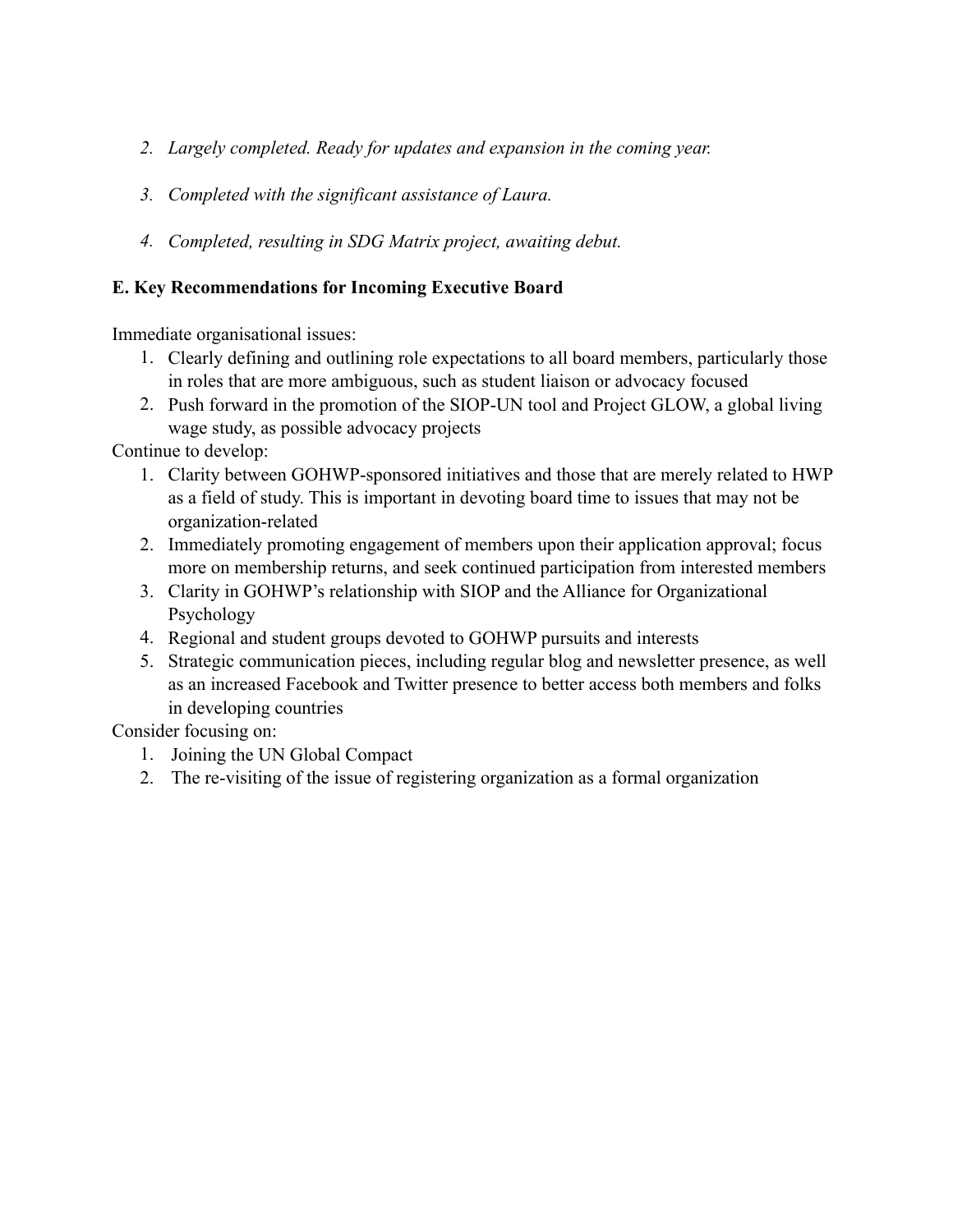2. *Largely completed. Ready for updates and expansion in the coming year.*

3. *Completed with the significant assistance of Laura.*

4. *Completed, resulting in SDG Matrix project, awaiting debut.*

**E. Key Recommendations for Incoming Executive Board**

Immediate organisational issues:

1. Clearly defining and outlining role expectations to all board members, particularly those in roles that are more ambiguous, such as student liaison or advocacy focused
2. Push forward in the promotion of the SIOP-UN tool and Project GLOW, a global living wage study, as possible advocacy projects

Continue to develop:

1. Clarity between GOHWP-sponsored initiatives and those that are merely related to HWP as a field of study. This is important in devoting board time to issues that may not be organization-related
2. Immediately promoting engagement of members upon their application approval; focus more on membership returns, and seek continued participation from interested members
3. Clarity in GOHWP's relationship with SIOP and the Alliance for Organizational Psychology
4. Regional and student groups devoted to GOHWP pursuits and interests
5. Strategic communication pieces, including regular blog and newsletter presence, as well as an increased Facebook and Twitter presence to better access both members and folks in developing countries

Consider focusing on:

1. Joining the UN Global Compact
2. The re-visiting of the issue of registering organization as a formal organization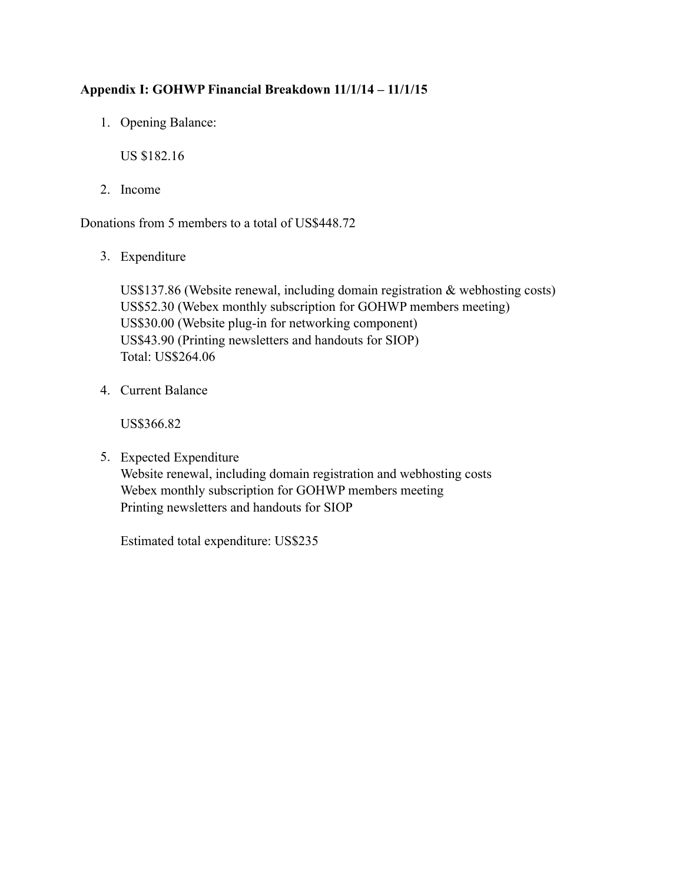**Appendix I: GOHWP Financial Breakdown 11/1/14 – 11/1/15**

1. Opening Balance:

   US $182.16

2. Income

Donations from 5 members to a total of US$448.72

3. Expenditure

   US$137.86 (Website renewal, including domain registration & webhosting costs)
   US$52.30 (Webex monthly subscription for GOHWP members meeting)
   US$30.00 (Website plug-in for networking component)
   US$43.90 (Printing newsletters and handouts for SIOP)
   Total: US$264.06

4. Current Balance

   US$366.82

5. Expected Expenditure
   Website renewal, including domain registration and webhosting costs
   Webex monthly subscription for GOHWP members meeting
   Printing newsletters and handouts for SIOP

   Estimated total expenditure: US$235